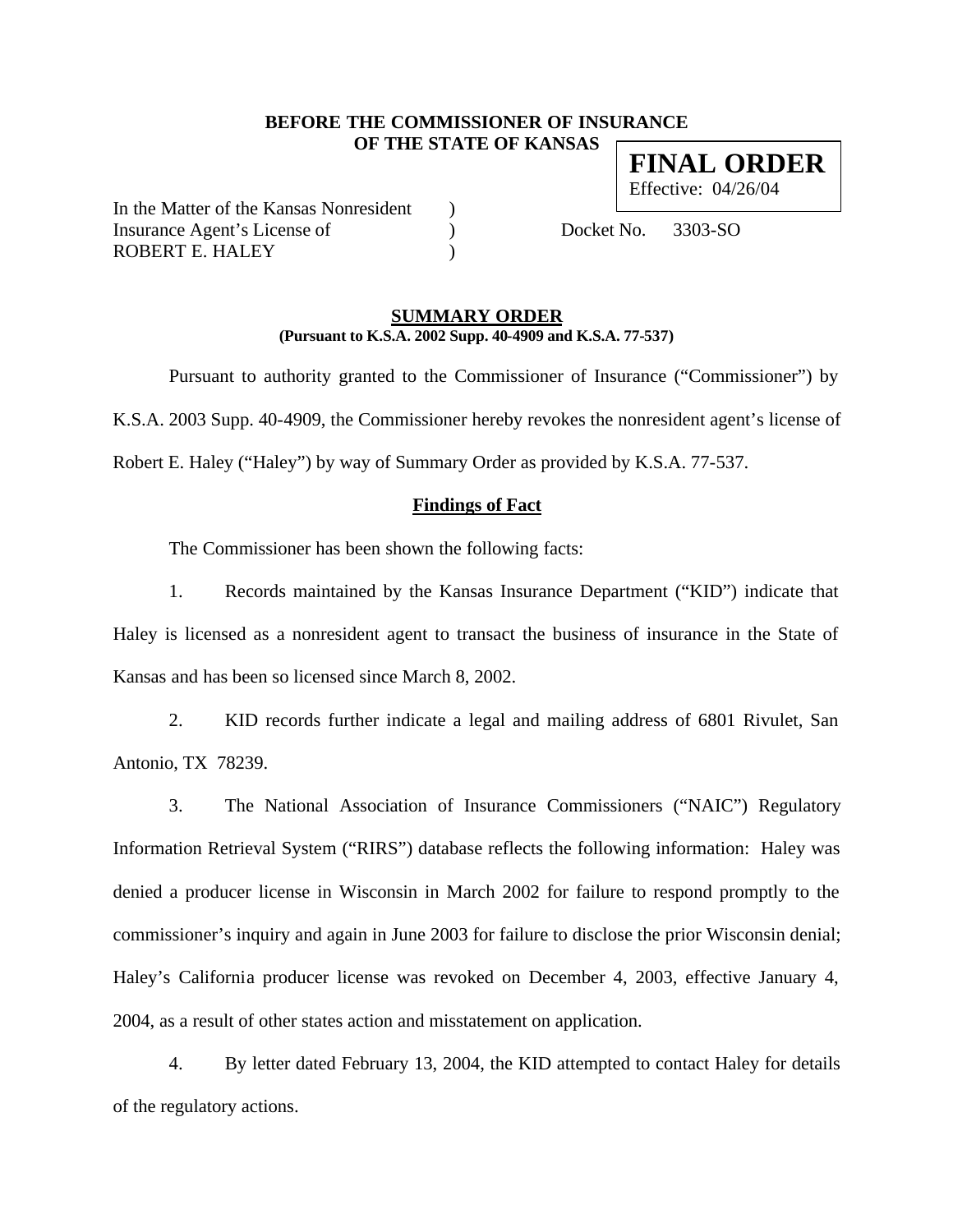**BEFORE THE COMMISSIONER OF INSURANCE**
**OF THE STATE OF KANSAS**

**FINAL ORDER**
Effective: 04/26/04

In the Matter of the Kansas Nonresident )
Insurance Agent's License of )
ROBERT E. HALEY )

Docket No. 3303-SO

**SUMMARY ORDER**
**(Pursuant to K.S.A. 2002 Supp. 40-4909 and K.S.A. 77-537)**

Pursuant to authority granted to the Commissioner of Insurance ("Commissioner") by K.S.A. 2003 Supp. 40-4909, the Commissioner hereby revokes the nonresident agent's license of Robert E. Haley ("Haley") by way of Summary Order as provided by K.S.A. 77-537.

**Findings of Fact**

The Commissioner has been shown the following facts:

1. Records maintained by the Kansas Insurance Department ("KID") indicate that Haley is licensed as a nonresident agent to transact the business of insurance in the State of Kansas and has been so licensed since March 8, 2002.

2. KID records further indicate a legal and mailing address of 6801 Rivulet, San Antonio, TX 78239.

3. The National Association of Insurance Commissioners ("NAIC") Regulatory Information Retrieval System ("RIRS") database reflects the following information: Haley was denied a producer license in Wisconsin in March 2002 for failure to respond promptly to the commissioner's inquiry and again in June 2003 for failure to disclose the prior Wisconsin denial; Haley's California producer license was revoked on December 4, 2003, effective January 4, 2004, as a result of other states action and misstatement on application.

4. By letter dated February 13, 2004, the KID attempted to contact Haley for details of the regulatory actions.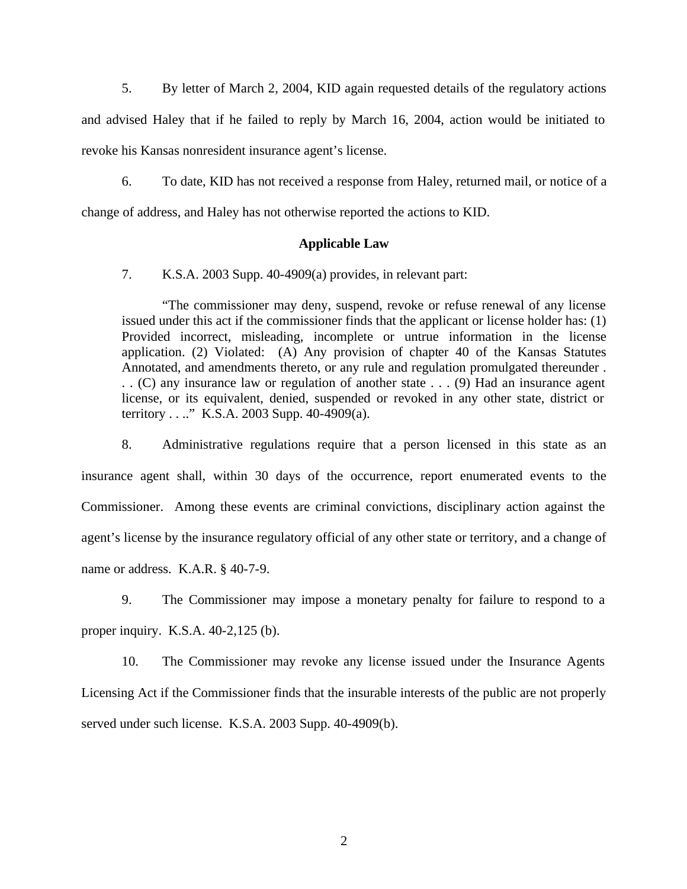5. By letter of March 2, 2004, KID again requested details of the regulatory actions and advised Haley that if he failed to reply by March 16, 2004, action would be initiated to revoke his Kansas nonresident insurance agent's license.

6. To date, KID has not received a response from Haley, returned mail, or notice of a change of address, and Haley has not otherwise reported the actions to KID.

**Applicable Law**

7. K.S.A. 2003 Supp. 40-4909(a) provides, in relevant part:

> "The commissioner may deny, suspend, revoke or refuse renewal of any license issued under this act if the commissioner finds that the applicant or license holder has: (1) Provided incorrect, misleading, incomplete or untrue information in the license application. (2) Violated: (A) Any provision of chapter 40 of the Kansas Statutes Annotated, and amendments thereto, or any rule and regulation promulgated thereunder . . . (C) any insurance law or regulation of another state . . . (9) Had an insurance agent license, or its equivalent, denied, suspended or revoked in any other state, district or territory . . .." K.S.A. 2003 Supp. 40-4909(a).

8. Administrative regulations require that a person licensed in this state as an insurance agent shall, within 30 days of the occurrence, report enumerated events to the Commissioner. Among these events are criminal convictions, disciplinary action against the agent's license by the insurance regulatory official of any other state or territory, and a change of name or address. K.A.R. § 40-7-9.

9. The Commissioner may impose a monetary penalty for failure to respond to a proper inquiry. K.S.A. 40-2,125 (b).

10. The Commissioner may revoke any license issued under the Insurance Agents Licensing Act if the Commissioner finds that the insurable interests of the public are not properly served under such license. K.S.A. 2003 Supp. 40-4909(b).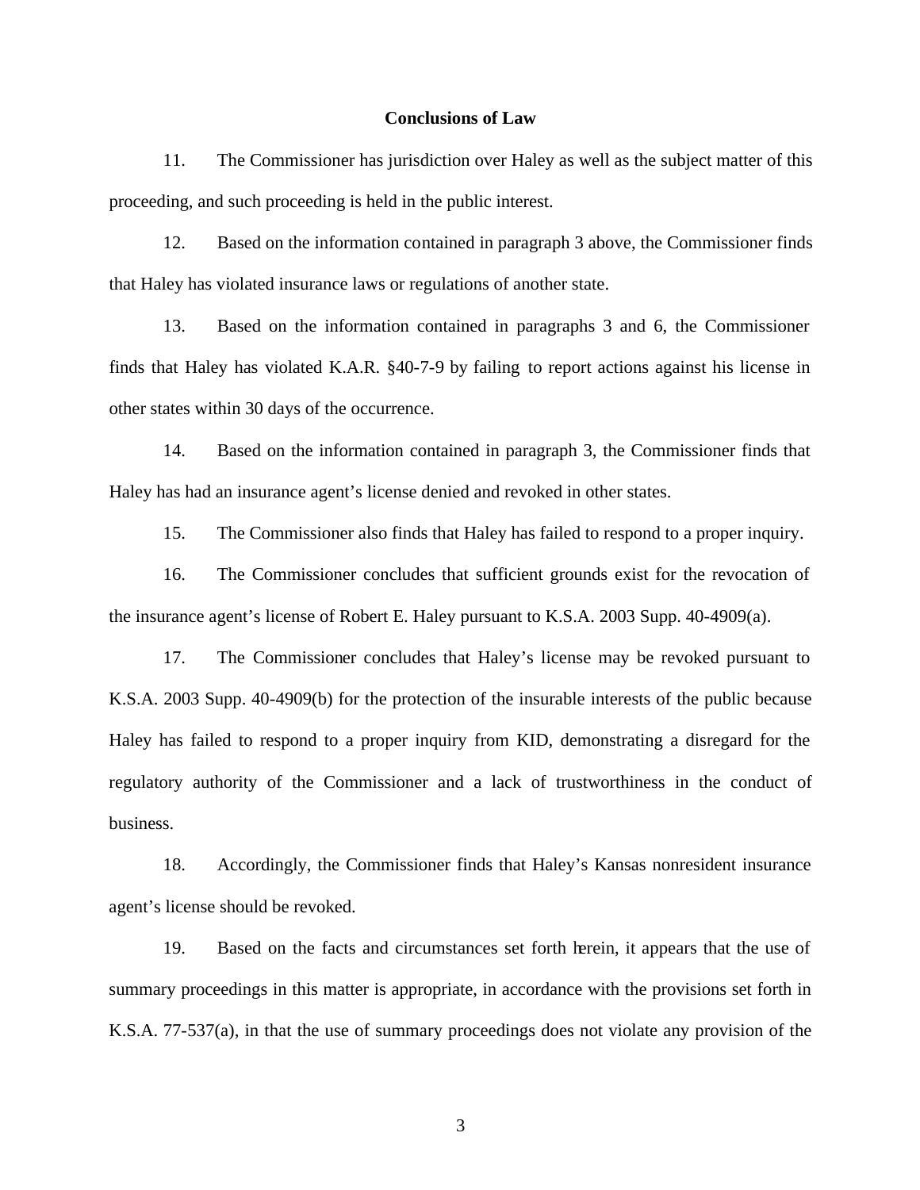## Conclusions of Law

11. The Commissioner has jurisdiction over Haley as well as the subject matter of this proceeding, and such proceeding is held in the public interest.

12. Based on the information contained in paragraph 3 above, the Commissioner finds that Haley has violated insurance laws or regulations of another state.

13. Based on the information contained in paragraphs 3 and 6, the Commissioner finds that Haley has violated K.A.R. §40-7-9 by failing to report actions against his license in other states within 30 days of the occurrence.

14. Based on the information contained in paragraph 3, the Commissioner finds that Haley has had an insurance agent's license denied and revoked in other states.

15. The Commissioner also finds that Haley has failed to respond to a proper inquiry.

16. The Commissioner concludes that sufficient grounds exist for the revocation of the insurance agent's license of Robert E. Haley pursuant to K.S.A. 2003 Supp. 40-4909(a).

17. The Commissioner concludes that Haley's license may be revoked pursuant to K.S.A. 2003 Supp. 40-4909(b) for the protection of the insurable interests of the public because Haley has failed to respond to a proper inquiry from KID, demonstrating a disregard for the regulatory authority of the Commissioner and a lack of trustworthiness in the conduct of business.

18. Accordingly, the Commissioner finds that Haley's Kansas nonresident insurance agent's license should be revoked.

19. Based on the facts and circumstances set forth herein, it appears that the use of summary proceedings in this matter is appropriate, in accordance with the provisions set forth in K.S.A. 77-537(a), in that the use of summary proceedings does not violate any provision of the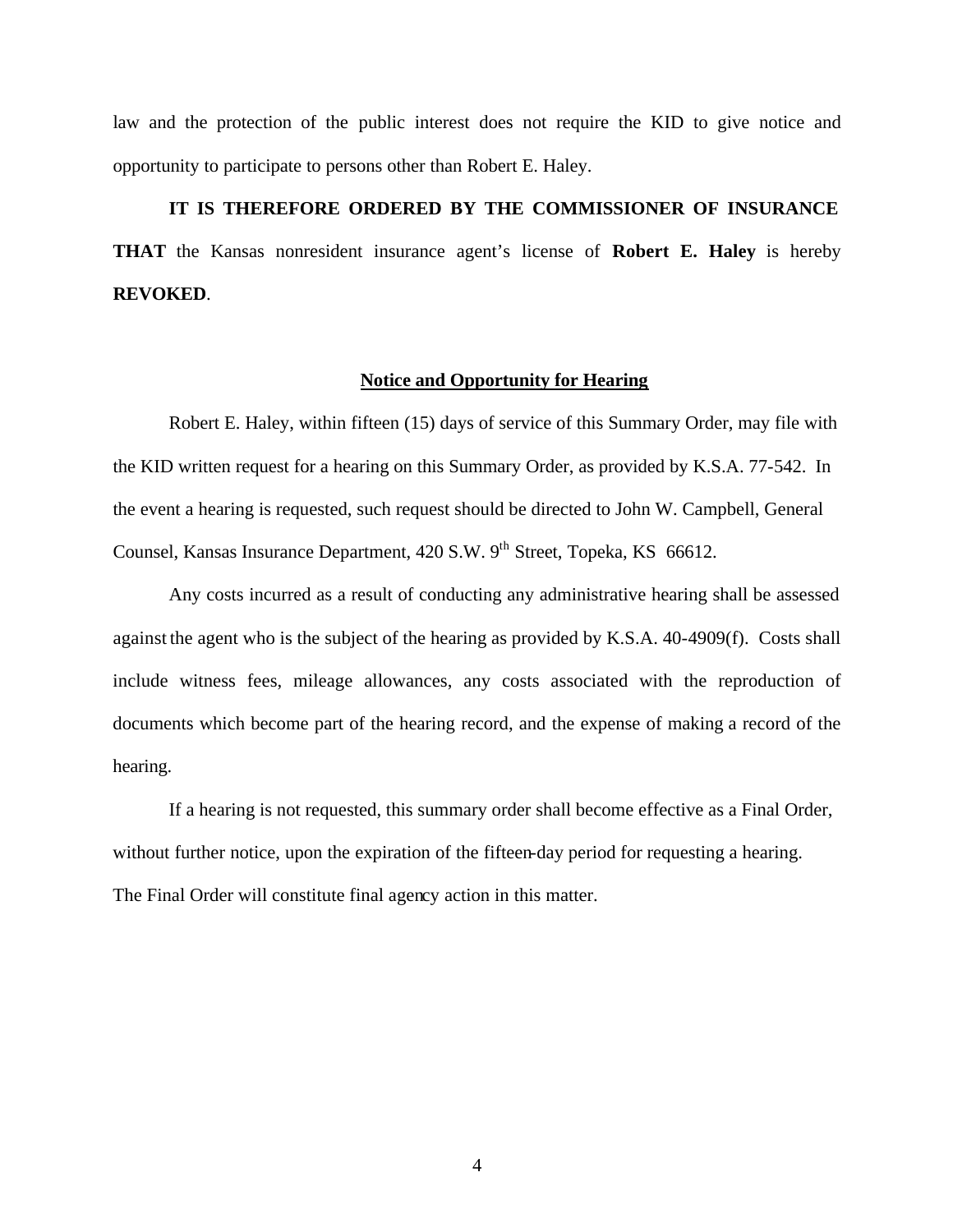law and the protection of the public interest does not require the KID to give notice and opportunity to participate to persons other than Robert E. Haley.

**IT IS THEREFORE ORDERED BY THE COMMISSIONER OF INSURANCE THAT** the Kansas nonresident insurance agent's license of **Robert E. Haley** is hereby **REVOKED**.

## Notice and Opportunity for Hearing

Robert E. Haley, within fifteen (15) days of service of this Summary Order, may file with the KID written request for a hearing on this Summary Order, as provided by K.S.A. 77-542. In the event a hearing is requested, such request should be directed to John W. Campbell, General Counsel, Kansas Insurance Department, 420 S.W. 9th Street, Topeka, KS 66612.

Any costs incurred as a result of conducting any administrative hearing shall be assessed against the agent who is the subject of the hearing as provided by K.S.A. 40-4909(f). Costs shall include witness fees, mileage allowances, any costs associated with the reproduction of documents which become part of the hearing record, and the expense of making a record of the hearing.

If a hearing is not requested, this summary order shall become effective as a Final Order, without further notice, upon the expiration of the fifteen-day period for requesting a hearing. The Final Order will constitute final agency action in this matter.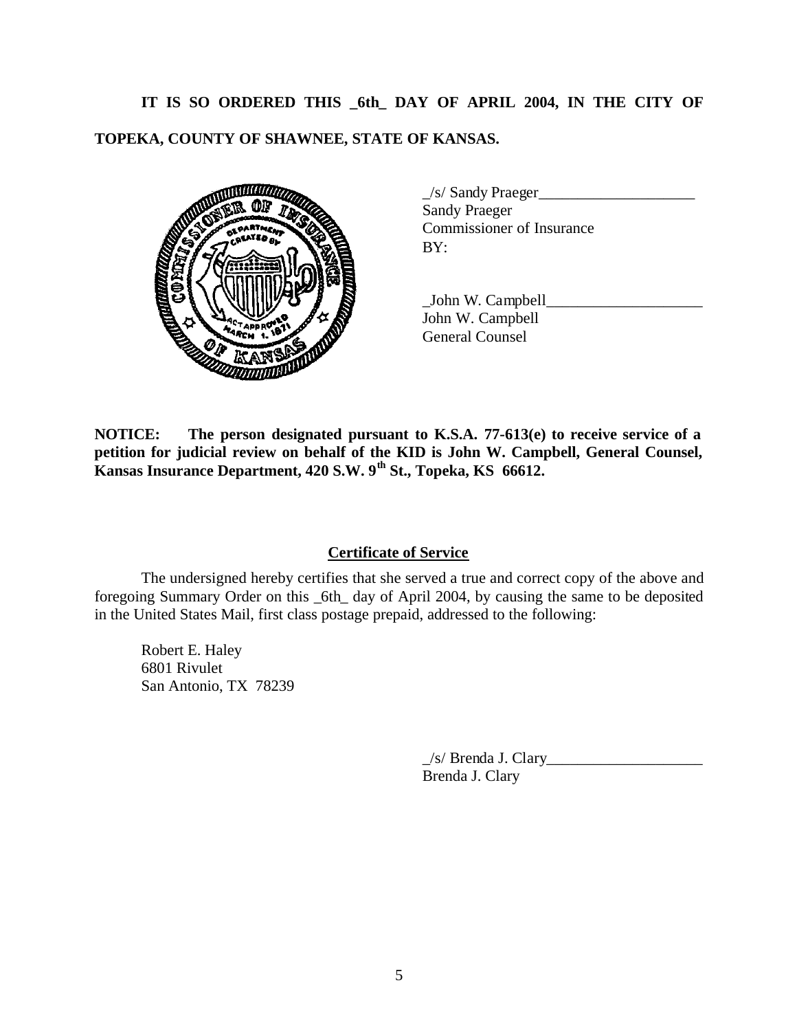**IT IS SO ORDERED THIS _6th_ DAY OF APRIL 2004, IN THE CITY OF TOPEKA, COUNTY OF SHAWNEE, STATE OF KANSAS.**

_/s/ Sandy Praeger____________________
Sandy Praeger
Commissioner of Insurance
BY:

_John W. Campbell____________________
John W. Campbell
General Counsel

**NOTICE: The person designated pursuant to K.S.A. 77-613(e) to receive service of a petition for judicial review on behalf of the KID is John W. Campbell, General Counsel, Kansas Insurance Department, 420 S.W. 9th St., Topeka, KS 66612.**

**Certificate of Service**

The undersigned hereby certifies that she served a true and correct copy of the above and foregoing Summary Order on this _6th_ day of April 2004, by causing the same to be deposited in the United States Mail, first class postage prepaid, addressed to the following:

Robert E. Haley
6801 Rivulet
San Antonio, TX 78239

_/s/ Brenda J. Clary____________________
Brenda J. Clary